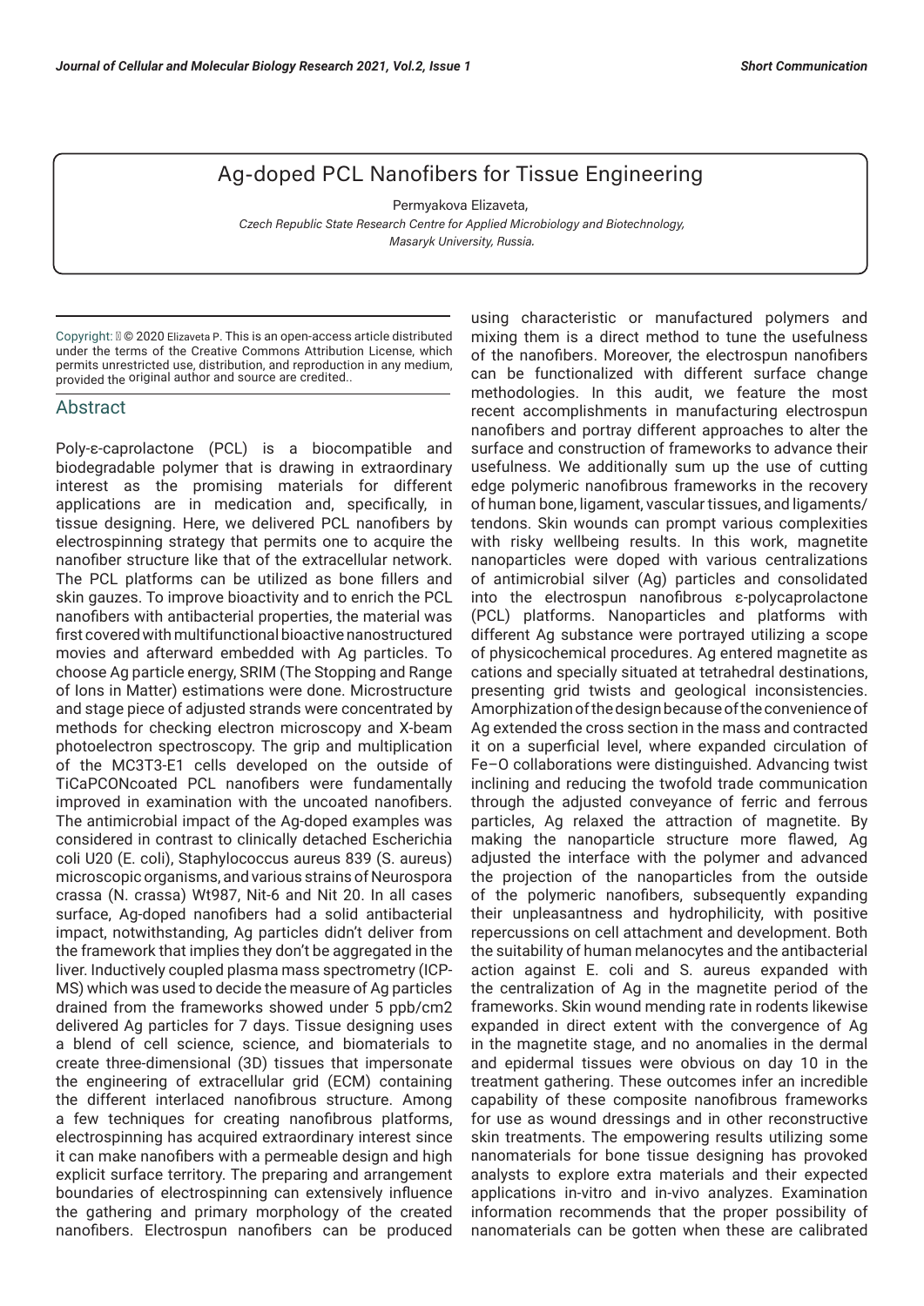# Ag-doped PCL Nanofibers for Tissue Engineering

Permyakova Elizaveta,

*Czech Republic State Research Centre for Applied Microbiology and Biotechnology, Masaryk University, Russia.*

Copyright: © 2020 Elizaveta P. This is an open-access article distributed under the terms of the Creative Commons Attribution License, which permits unrestricted use, distribution, and reproduction in any medium, provided the original author and source are credited..

## Abstract

Poly-ε-caprolactone (PCL) is a biocompatible and biodegradable polymer that is drawing in extraordinary interest as the promising materials for different applications are in medication and, specifically, in tissue designing. Here, we delivered PCL nanofibers by electrospinning strategy that permits one to acquire the nanofiber structure like that of the extracellular network. The PCL platforms can be utilized as bone fillers and skin gauzes. To improve bioactivity and to enrich the PCL nanofibers with antibacterial properties, the material was first covered with multifunctional bioactive nanostructured movies and afterward embedded with Ag particles. To choose Ag particle energy, SRIM (The Stopping and Range of Ions in Matter) estimations were done. Microstructure and stage piece of adjusted strands were concentrated by methods for checking electron microscopy and X-beam photoelectron spectroscopy. The grip and multiplication of the MC3T3-E1 cells developed on the outside of TiCaPCONcoated PCL nanofibers were fundamentally improved in examination with the uncoated nanofibers. The antimicrobial impact of the Ag-doped examples was considered in contrast to clinically detached Escherichia coli U20 (E. coli), Staphylococcus aureus 839 (S. aureus) microscopic organisms, and various strains of Neurospora crassa (N. crassa) Wt987, Nit-6 and Nit 20. In all cases surface, Ag-doped nanofibers had a solid antibacterial impact, notwithstanding, Ag particles didn't deliver from the framework that implies they don't be aggregated in the liver. Inductively coupled plasma mass spectrometry (ICP-MS) which was used to decide the measure of Ag particles drained from the frameworks showed under 5 ppb/cm2 delivered Ag particles for 7 days. Tissue designing uses a blend of cell science, science, and biomaterials to create three-dimensional (3D) tissues that impersonate the engineering of extracellular grid (ECM) containing the different interlaced nanofibrous structure. Among a few techniques for creating nanofibrous platforms, electrospinning has acquired extraordinary interest since it can make nanofibers with a permeable design and high explicit surface territory. The preparing and arrangement boundaries of electrospinning can extensively influence the gathering and primary morphology of the created nanofibers. Electrospun nanofibers can be produced using characteristic or manufactured polymers and mixing them is a direct method to tune the usefulness of the nanofibers. Moreover, the electrospun nanofibers can be functionalized with different surface change methodologies. In this audit, we feature the most recent accomplishments in manufacturing electrospun nanofibers and portray different approaches to alter the surface and construction of frameworks to advance their usefulness. We additionally sum up the use of cutting edge polymeric nanofibrous frameworks in the recovery of human bone, ligament, vascular tissues, and ligaments/tendons. Skin wounds can prompt various complexities with risky wellbeing results. In this work, magnetite nanoparticles were doped with various centralizations of antimicrobial silver (Ag) particles and consolidated into the electrospun nanofibrous ε-polycaprolactone (PCL) platforms. Nanoparticles and platforms with different Ag substance were portrayed utilizing a scope of physicochemical procedures. Ag entered magnetite as cations and specially situated at tetrahedral destinations, presenting grid twists and geological inconsistencies. Amorphization of the design because of the convenience of Ag extended the cross section in the mass and contracted it on a superficial level, where expanded circulation of Fe–O collaborations were distinguished. Advancing twist inclining and reducing the twofold trade communication through the adjusted conveyance of ferric and ferrous particles, Ag relaxed the attraction of magnetite. By making the nanoparticle structure more flawed, Ag adjusted the interface with the polymer and advanced the projection of the nanoparticles from the outside of the polymeric nanofibers, subsequently expanding their unpleasantness and hydrophilicity, with positive repercussions on cell attachment and development. Both the suitability of human melanocytes and the antibacterial action against E. coli and S. aureus expanded with the centralization of Ag in the magnetite period of the frameworks. Skin wound mending rate in rodents likewise expanded in direct extent with the convergence of Ag in the magnetite stage, and no anomalies in the dermal and epidermal tissues were obvious on day 10 in the treatment gathering. These outcomes infer an incredible capability of these composite nanofibrous frameworks for use as wound dressings and in other reconstructive skin treatments. The empowering results utilizing some nanomaterials for bone tissue designing has provoked analysts to explore extra materials and their expected applications in-vitro and in-vivo analyzes. Examination information recommends that the proper possibility of nanomaterials can be gotten when these are calibrated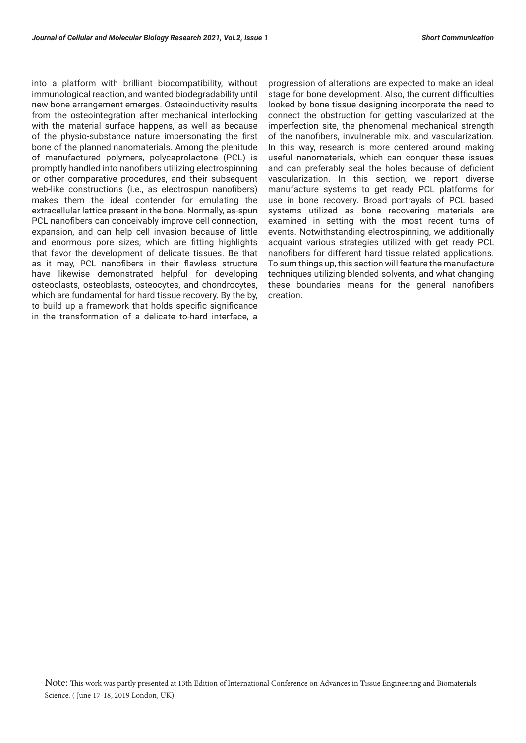into a platform with brilliant biocompatibility, without immunological reaction, and wanted biodegradability until new bone arrangement emerges. Osteoinductivity results from the osteointegration after mechanical interlocking with the material surface happens, as well as because of the physio-substance nature impersonating the first bone of the planned nanomaterials. Among the plenitude of manufactured polymers, polycaprolactone (PCL) is promptly handled into nanofibers utilizing electrospinning or other comparative procedures, and their subsequent web-like constructions (i.e., as electrospun nanofibers) makes them the ideal contender for emulating the extracellular lattice present in the bone. Normally, as-spun PCL nanofibers can conceivably improve cell connection, expansion, and can help cell invasion because of little and enormous pore sizes, which are fitting highlights that favor the development of delicate tissues. Be that as it may, PCL nanofibers in their flawless structure have likewise demonstrated helpful for developing osteoclasts, osteoblasts, osteocytes, and chondrocytes, which are fundamental for hard tissue recovery. By the by, to build up a framework that holds specific significance in the transformation of a delicate to-hard interface, a progression of alterations are expected to make an ideal stage for bone development. Also, the current difficulties looked by bone tissue designing incorporate the need to connect the obstruction for getting vascularized at the imperfection site, the phenomenal mechanical strength of the nanofibers, invulnerable mix, and vascularization. In this way, research is more centered around making useful nanomaterials, which can conquer these issues and can preferably seal the holes because of deficient vascularization. In this section, we report diverse manufacture systems to get ready PCL platforms for use in bone recovery. Broad portrayals of PCL based systems utilized as bone recovering materials are examined in setting with the most recent turns of events. Notwithstanding electrospinning, we additionally acquaint various strategies utilized with get ready PCL nanofibers for different hard tissue related applications. To sum things up, this section will feature the manufacture techniques utilizing blended solvents, and what changing these boundaries means for the general nanofibers creation.

Note: This work was partly presented at 13th Edition of International Conference on Advances in Tissue Engineering and Biomaterials Science. ( June 17-18, 2019 London, UK)